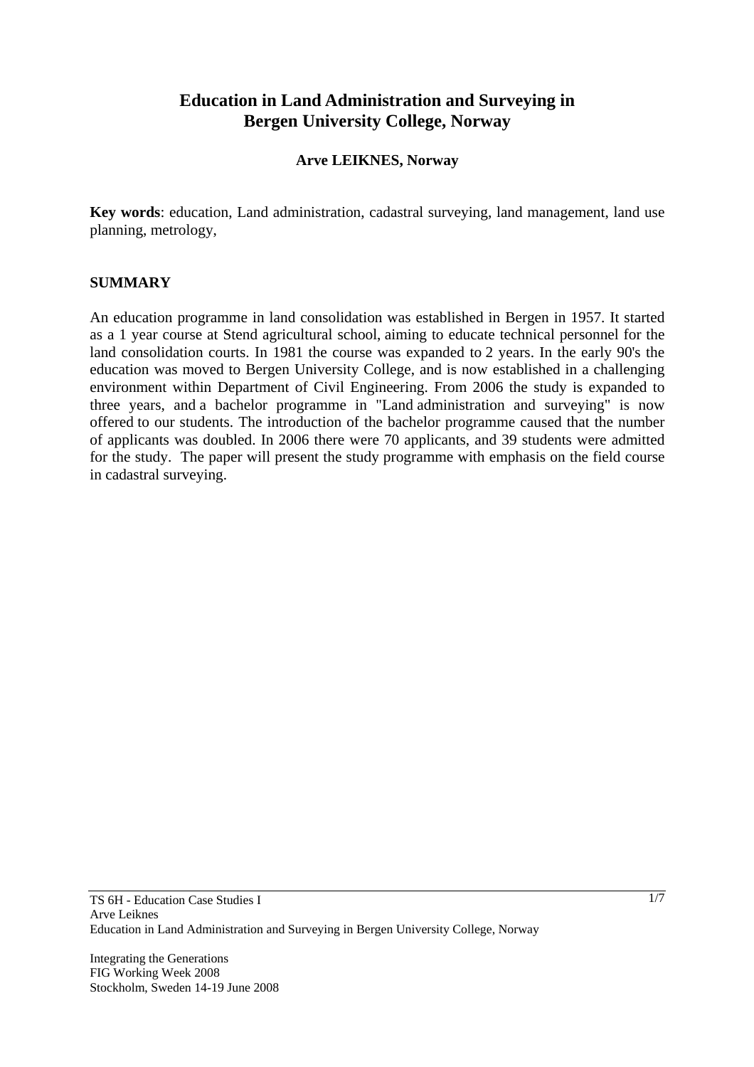# Education in Land Administration and Surveying in Bergen University College, Norway

**Arve LEIKNES, Norway**

**Key words**: education, Land administration, cadastral surveying, land management, land use planning, metrology,

## SUMMARY

An education programme in land consolidation was established in Bergen in 1957. It started as a 1 year course at Stend agricultural school, aiming to educate technical personnel for the land consolidation courts. In 1981 the course was expanded to 2 years. In the early 90's the education was moved to Bergen University College, and is now established in a challenging environment within Department of Civil Engineering. From 2006 the study is expanded to three years, and a bachelor programme in "Land administration and surveying" is now offered to our students. The introduction of the bachelor programme caused that the number of applicants was doubled. In 2006 there were 70 applicants, and 39 students were admitted for the study. The paper will present the study programme with emphasis on the field course in cadastral surveying.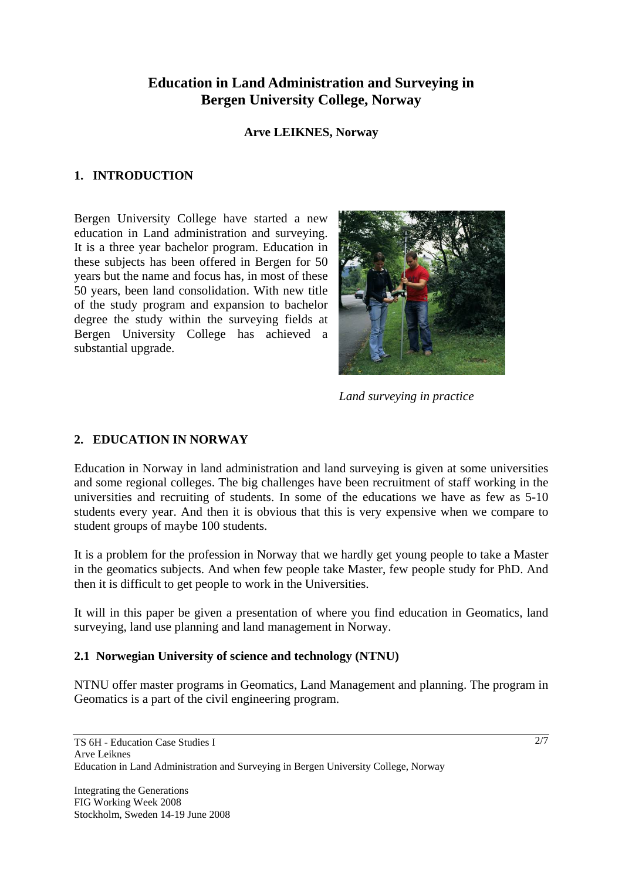# Education in Land Administration and Surveying in Bergen University College, Norway

**Arve LEIKNES, Norway**

## 1. INTRODUCTION

Bergen University College have started a new education in Land administration and surveying. It is a three year bachelor program. Education in these subjects has been offered in Bergen for 50 years but the name and focus has, in most of these 50 years, been land consolidation. With new title of the study program and expansion to bachelor degree the study within the surveying fields at Bergen University College has achieved a substantial upgrade.

*Land surveying in practice*

## 2. EDUCATION IN NORWAY

Education in Norway in land administration and land surveying is given at some universities and some regional colleges. The big challenges have been recruitment of staff working in the universities and recruiting of students. In some of the educations we have as few as 5-10 students every year. And then it is obvious that this is very expensive when we compare to student groups of maybe 100 students.

It is a problem for the profession in Norway that we hardly get young people to take a Master in the geomatics subjects. And when few people take Master, few people study for PhD. And then it is difficult to get people to work in the Universities.

It will in this paper be given a presentation of where you find education in Geomatics, land surveying, land use planning and land management in Norway.

### 2.1 Norwegian University of science and technology (NTNU)

NTNU offer master programs in Geomatics, Land Management and planning. The program in Geomatics is a part of the civil engineering program.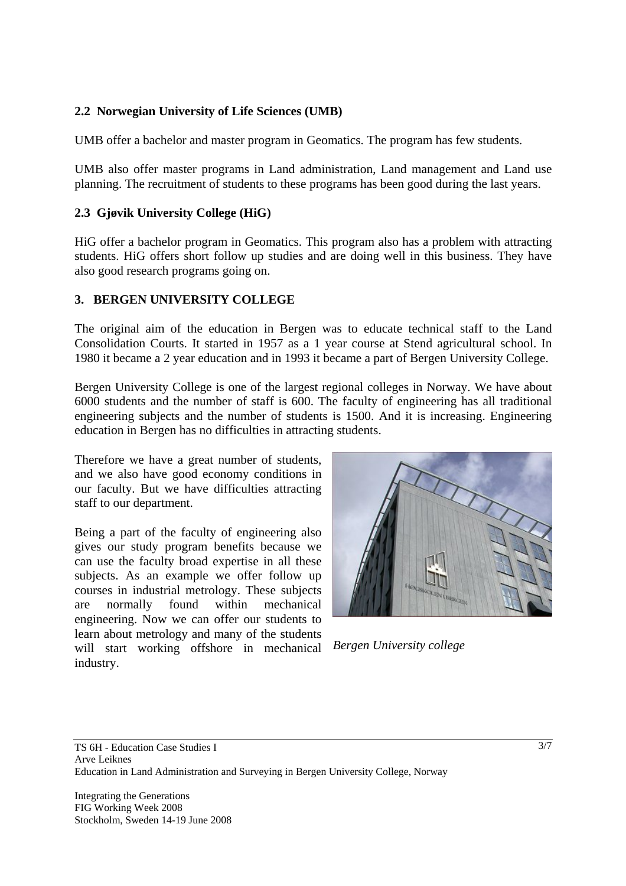### 2.2 Norwegian University of Life Sciences (UMB)

UMB offer a bachelor and master program in Geomatics. The program has few students.

UMB also offer master programs in Land administration, Land management and Land use planning. The recruitment of students to these programs has been good during the last years.

### 2.3 Gjøvik University College (HiG)

HiG offer a bachelor program in Geomatics. This program also has a problem with attracting students. HiG offers short follow up studies and are doing well in this business. They have also good research programs going on.

## 3. BERGEN UNIVERSITY COLLEGE

The original aim of the education in Bergen was to educate technical staff to the Land Consolidation Courts. It started in 1957 as a 1 year course at Stend agricultural school. In 1980 it became a 2 year education and in 1993 it became a part of Bergen University College.

Bergen University College is one of the largest regional colleges in Norway. We have about 6000 students and the number of staff is 600. The faculty of engineering has all traditional engineering subjects and the number of students is 1500. And it is increasing. Engineering education in Bergen has no difficulties in attracting students.

Therefore we have a great number of students, and we also have good economy conditions in our faculty. But we have difficulties attracting staff to our department.

Being a part of the faculty of engineering also gives our study program benefits because we can use the faculty broad expertise in all these subjects. As an example we offer follow up courses in industrial metrology. These subjects are normally found within mechanical engineering. Now we can offer our students to learn about metrology and many of the students will start working offshore in mechanical industry.

*Bergen University college*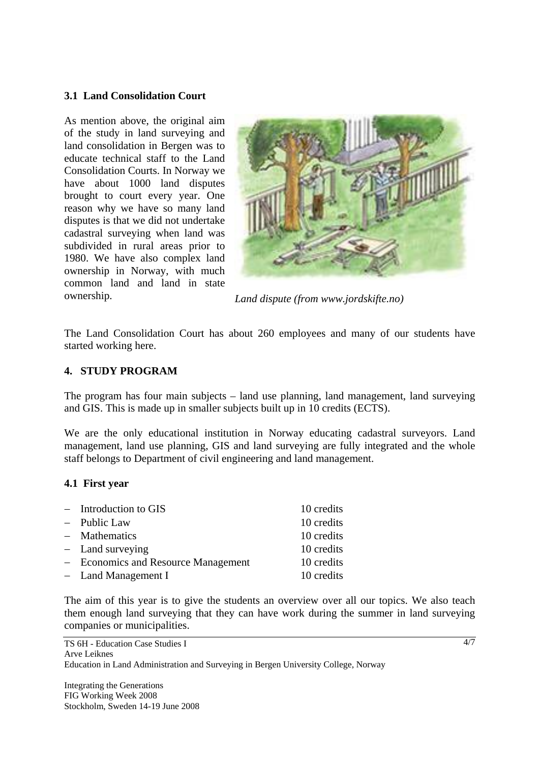### 3.1 Land Consolidation Court

As mention above, the original aim of the study in land surveying and land consolidation in Bergen was to educate technical staff to the Land Consolidation Courts. In Norway we have about 1000 land disputes brought to court every year. One reason why we have so many land disputes is that we did not undertake cadastral surveying when land was subdivided in rural areas prior to 1980. We have also complex land ownership in Norway, with much common land and land in state ownership.

*Land dispute (from www.jordskifte.no)*

The Land Consolidation Court has about 260 employees and many of our students have started working here.

## 4. STUDY PROGRAM

The program has four main subjects – land use planning, land management, land surveying and GIS. This is made up in smaller subjects built up in 10 credits (ECTS).

We are the only educational institution in Norway educating cadastral surveyors. Land management, land use planning, GIS and land surveying are fully integrated and the whole staff belongs to Department of civil engineering and land management.

### 4.1 First year

- Introduction to GIS — 10 credits
- Public Law — 10 credits
- Mathematics — 10 credits
- Land surveying — 10 credits
- Economics and Resource Management — 10 credits
- Land Management I — 10 credits

The aim of this year is to give the students an overview over all our topics. We also teach them enough land surveying that they can have work during the summer in land surveying companies or municipalities.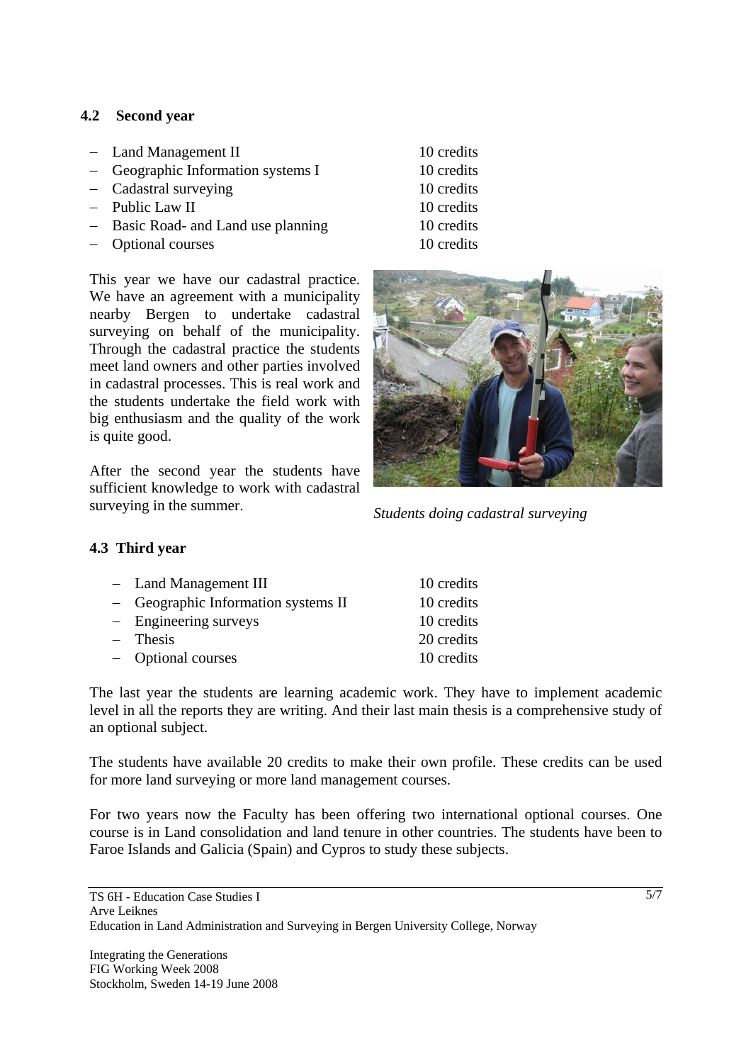### 4.2 Second year

- Land Management II 10 credits
- Geographic Information systems I 10 credits
- Cadastral surveying 10 credits
- Public Law II 10 credits
- Basic Road- and Land use planning 10 credits
- Optional courses 10 credits

This year we have our cadastral practice. We have an agreement with a municipality nearby Bergen to undertake cadastral surveying on behalf of the municipality. Through the cadastral practice the students meet land owners and other parties involved in cadastral processes. This is real work and the students undertake the field work with big enthusiasm and the quality of the work is quite good.

After the second year the students have sufficient knowledge to work with cadastral surveying in the summer.

*Students doing cadastral surveying*

### 4.3 Third year

- Land Management III 10 credits
- Geographic Information systems II 10 credits
- Engineering surveys 10 credits
- Thesis 20 credits
- Optional courses 10 credits

The last year the students are learning academic work. They have to implement academic level in all the reports they are writing. And their last main thesis is a comprehensive study of an optional subject.

The students have available 20 credits to make their own profile. These credits can be used for more land surveying or more land management courses.

For two years now the Faculty has been offering two international optional courses. One course is in Land consolidation and land tenure in other countries. The students have been to Faroe Islands and Galicia (Spain) and Cypros to study these subjects.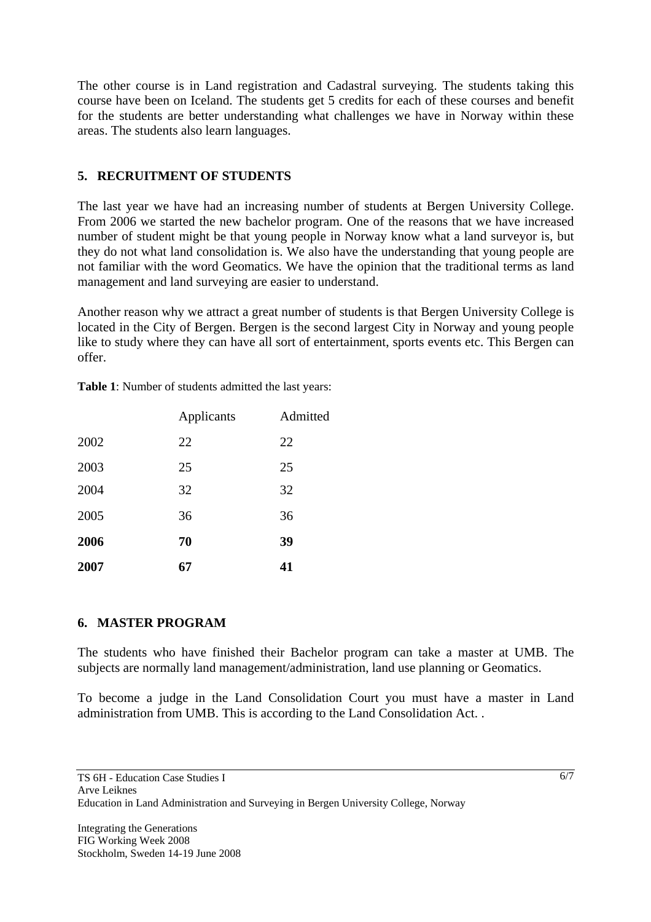The other course is in Land registration and Cadastral surveying. The students taking this course have been on Iceland. The students get 5 credits for each of these courses and benefit for the students are better understanding what challenges we have in Norway within these areas. The students also learn languages.

## 5. RECRUITMENT OF STUDENTS

The last year we have had an increasing number of students at Bergen University College. From 2006 we started the new bachelor program. One of the reasons that we have increased number of student might be that young people in Norway know what a land surveyor is, but they do not what land consolidation is. We also have the understanding that young people are not familiar with the word Geomatics. We have the opinion that the traditional terms as land management and land surveying are easier to understand.

Another reason why we attract a great number of students is that Bergen University College is located in the City of Bergen. Bergen is the second largest City in Norway and young people like to study where they can have all sort of entertainment, sports events etc. This Bergen can offer.

**Table 1**: Number of students admitted the last years:

| | Applicants | Admitted |
|---|---|---|
| 2002 | 22 | 22 |
| 2003 | 25 | 25 |
| 2004 | 32 | 32 |
| 2005 | 36 | 36 |
| **2006** | **70** | **39** |
| **2007** | **67** | **41** |

## 6. MASTER PROGRAM

The students who have finished their Bachelor program can take a master at UMB. The subjects are normally land management/administration, land use planning or Geomatics.

To become a judge in the Land Consolidation Court you must have a master in Land administration from UMB. This is according to the Land Consolidation Act. .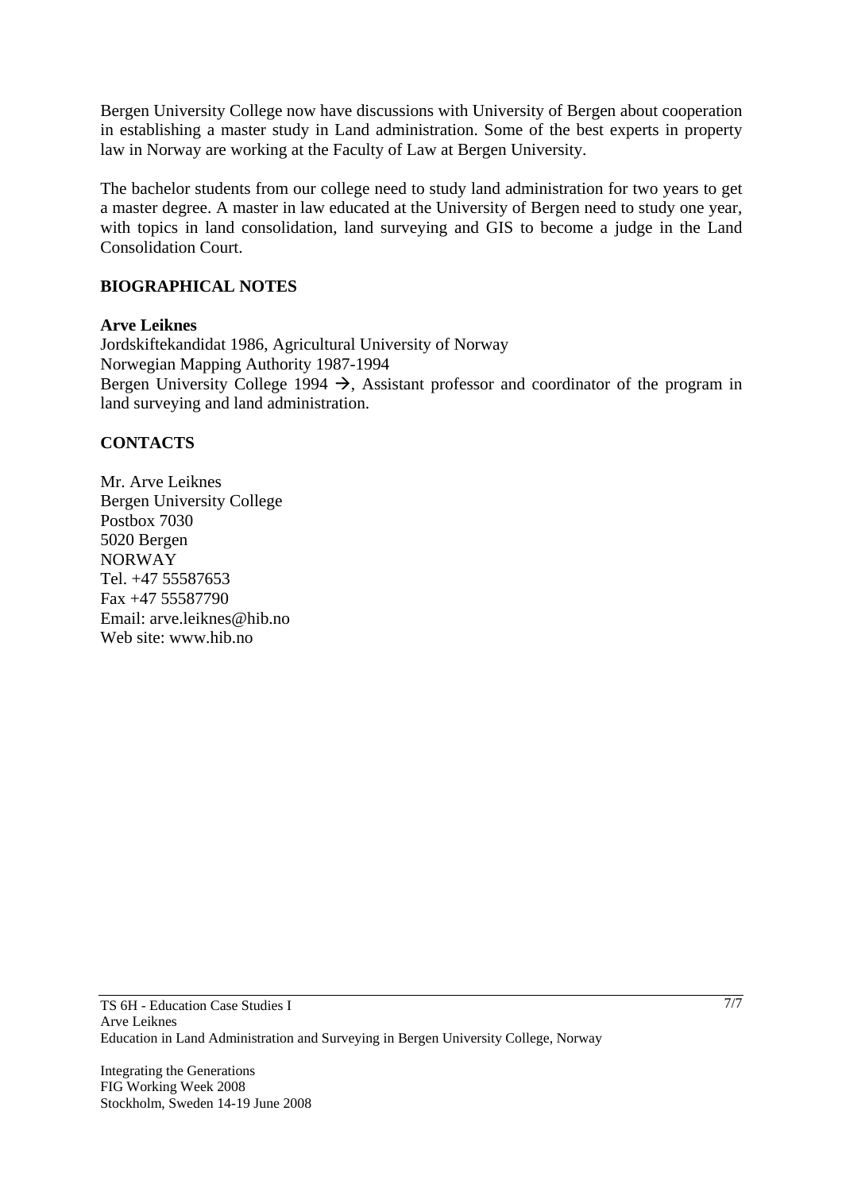Bergen University College now have discussions with University of Bergen about cooperation in establishing a master study in Land administration. Some of the best experts in property law in Norway are working at the Faculty of Law at Bergen University.

The bachelor students from our college need to study land administration for two years to get a master degree. A master in law educated at the University of Bergen need to study one year, with topics in land consolidation, land surveying and GIS to become a judge in the Land Consolidation Court.

## BIOGRAPHICAL NOTES

**Arve Leiknes**
Jordskiftekandidat 1986, Agricultural University of Norway
Norwegian Mapping Authority 1987-1994
Bergen University College 1994 →, Assistant professor and coordinator of the program in land surveying and land administration.

## CONTACTS

Mr. Arve Leiknes
Bergen University College
Postbox 7030
5020 Bergen
NORWAY
Tel. +47 55587653
Fax +47 55587790
Email: arve.leiknes@hib.no
Web site: www.hib.no